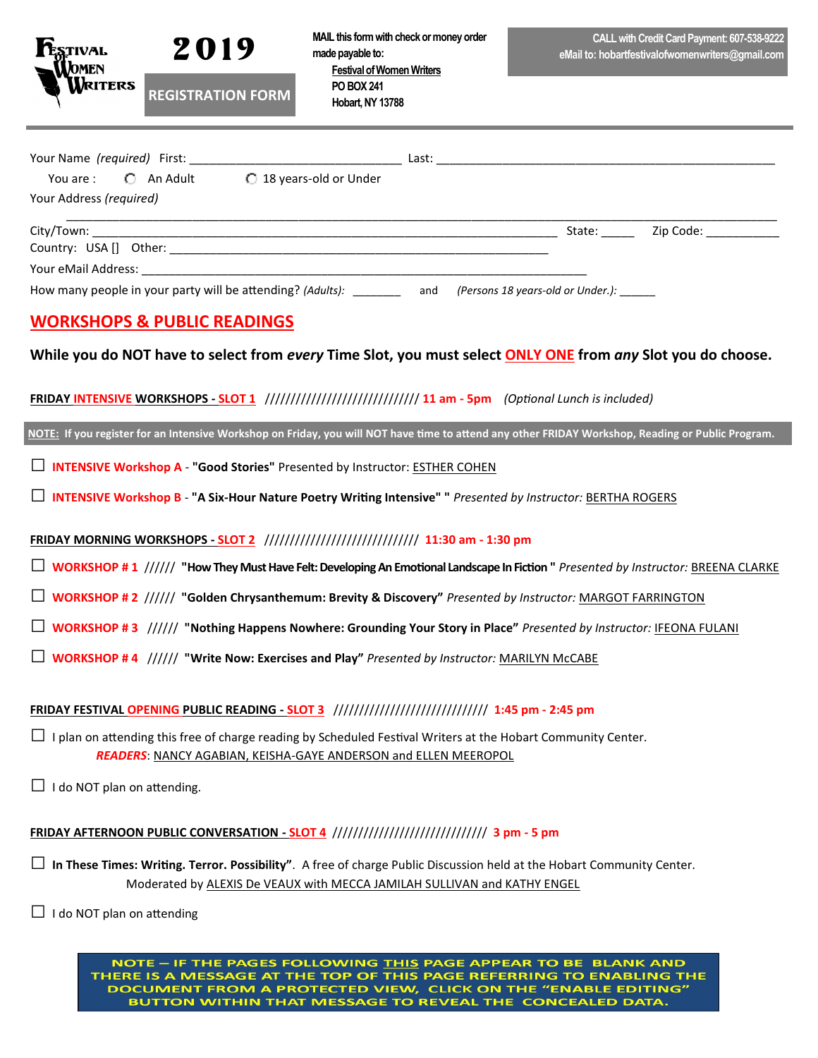# Festival of Women Writers 2019

**REGISTRATION FORM**

MAIL this form with check or money order made payable to:
Festival of Women Writers
PO BOX 241
Hobart, NY 13788

CALL with Credit Card Payment: 607-538-9222
eMail to: hobartfestivalofwomenwriters@gmail.com

---

Your Name *(required)* First: ______________________________ Last: ______________________________________________

You are : ◯ An Adult ◯ 18 years-old or Under

Your Address *(required)*

_______________________________________________________________________________________________

City/Town: __________________________________________________________ State: _____ Zip Code: ___________

Country: USA [] Other: ________________________________________________

Your eMail Address: ______________________________________________________________

How many people in your party will be attending? *(Adults):* _______ and *(Persons 18 years-old or Under.):* ______

## WORKSHOPS & PUBLIC READINGS

**While you do NOT have to select from *every* Time Slot, you must select ONLY ONE from *any* Slot you do choose.**

**FRIDAY INTENSIVE WORKSHOPS - SLOT 1** ////////////////////////////// **11 am - 5pm** *(Optional Lunch is included)*

**NOTE: If you register for an Intensive Workshop on Friday, you will NOT have time to attend any other FRIDAY Workshop, Reading or Public Program.**

☐ **INTENSIVE Workshop A** - **"Good Stories"** Presented by Instructor: ESTHER COHEN

☐ **INTENSIVE Workshop B** - **"A Six-Hour Nature Poetry Writing Intensive" "** *Presented by Instructor:* BERTHA ROGERS

**FRIDAY MORNING WORKSHOPS - SLOT 2** ////////////////////////////// **11:30 am - 1:30 pm**

☐ **WORKSHOP # 1** ////// **"How They Must Have Felt: Developing An Emotional Landscape In Fiction "** *Presented by Instructor:* BREENA CLARKE

☐ **WORKSHOP # 2** ////// **"Golden Chrysanthemum: Brevity & Discovery"** *Presented by Instructor:* MARGOT FARRINGTON

☐ **WORKSHOP # 3** ////// **"Nothing Happens Nowhere: Grounding Your Story in Place"** *Presented by Instructor:* IFEONA FULANI

☐ **WORKSHOP # 4** ////// **"Write Now: Exercises and Play"** *Presented by Instructor:* MARILYN McCABE

**FRIDAY FESTIVAL OPENING PUBLIC READING - SLOT 3** ////////////////////////////// **1:45 pm - 2:45 pm**

☐ I plan on attending this free of charge reading by Scheduled Festival Writers at the Hobart Community Center.
***READERS***: NANCY AGABIAN, KEISHA-GAYE ANDERSON and ELLEN MEEROPOL

☐ I do NOT plan on attending.

**FRIDAY AFTERNOON PUBLIC CONVERSATION - SLOT 4** ////////////////////////////// **3 pm - 5 pm**

☐ **In These Times: Writing. Terror. Possibility"**. A free of charge Public Discussion held at the Hobart Community Center.
Moderated by ALEXIS De VEAUX with MECCA JAMILAH SULLIVAN and KATHY ENGEL

☐ I do NOT plan on attending

**NOTE – IF THE PAGES FOLLOWING THIS PAGE APPEAR TO BE BLANK AND THERE IS A MESSAGE AT THE TOP OF THIS PAGE REFERRING TO ENABLING THE DOCUMENT FROM A PROTECTED VIEW, CLICK ON THE "ENABLE EDITING" BUTTON WITHIN THAT MESSAGE TO REVEAL THE CONCEALED DATA.**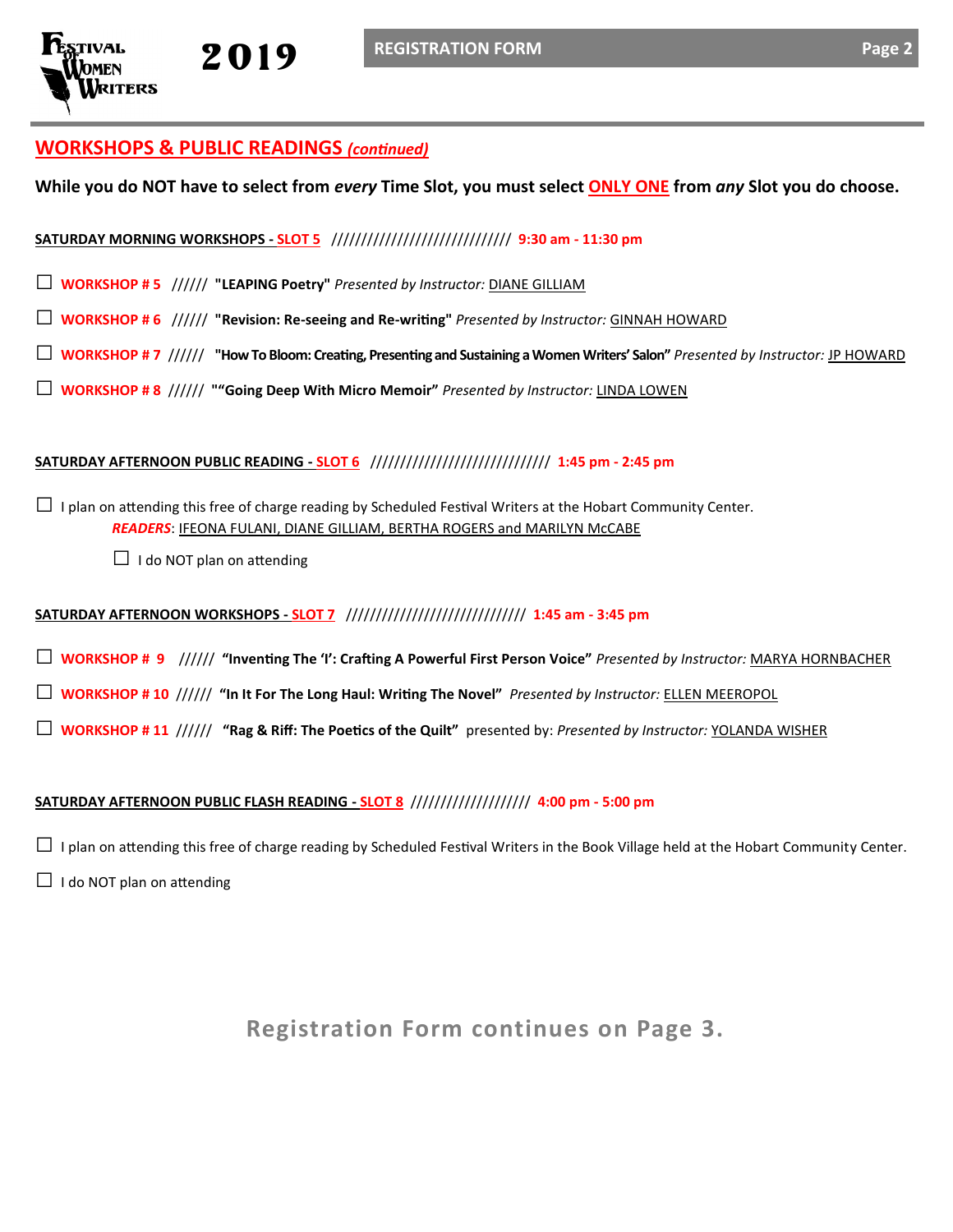## WORKSHOPS & PUBLIC READINGS *(continued)*

**While you do NOT have to select from *every* Time Slot, you must select ONLY ONE from *any* Slot you do choose.**

**SATURDAY MORNING WORKSHOPS - SLOT 5** ////////////////////////////// **9:30 am - 11:30 pm**

- ☐ **WORKSHOP # 5** ////// **"LEAPING Poetry"** *Presented by Instructor:* DIANE GILLIAM
- ☐ **WORKSHOP # 6** ////// **"Revision: Re-seeing and Re-writing"** *Presented by Instructor:* GINNAH HOWARD
- ☐ **WORKSHOP # 7** ////// **"How To Bloom: Creating, Presenting and Sustaining a Women Writers' Salon"** *Presented by Instructor:* JP HOWARD
- ☐ **WORKSHOP # 8** ////// **""Going Deep With Micro Memoir"** *Presented by Instructor:* LINDA LOWEN

**SATURDAY AFTERNOON PUBLIC READING - SLOT 6** ////////////////////////////// **1:45 pm - 2:45 pm**

☐ I plan on attending this free of charge reading by Scheduled Festival Writers at the Hobart Community Center.

*READERS*: IFEONA FULANI, DIANE GILLIAM, BERTHA ROGERS and MARILYN McCABE

☐ I do NOT plan on attending

**SATURDAY AFTERNOON WORKSHOPS - SLOT 7** ////////////////////////////// **1:45 am - 3:45 pm**

- ☐ **WORKSHOP # 9** ////// **"Inventing The 'I': Crafting A Powerful First Person Voice"** *Presented by Instructor:* MARYA HORNBACHER
- ☐ **WORKSHOP # 10** ////// **"In It For The Long Haul: Writing The Novel"** *Presented by Instructor:* ELLEN MEEROPOL
- ☐ **WORKSHOP # 11** ////// **"Rag & Riff: The Poetics of the Quilt"** presented by: *Presented by Instructor:* YOLANDA WISHER

**SATURDAY AFTERNOON PUBLIC FLASH READING - SLOT 8** /////////////////// **4:00 pm - 5:00 pm**

☐ I plan on attending this free of charge reading by Scheduled Festival Writers in the Book Village held at the Hobart Community Center.

☐ I do NOT plan on attending

**Registration Form continues on Page 3.**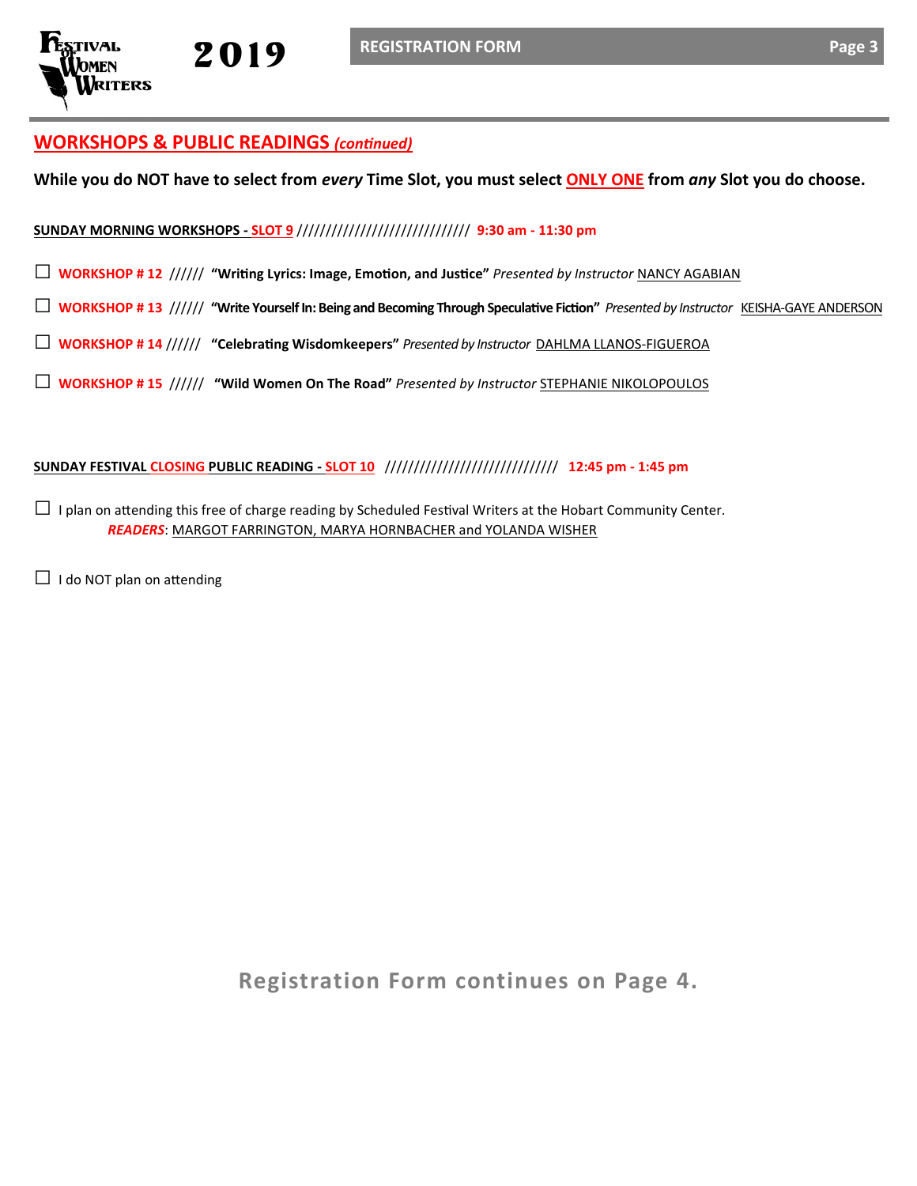## WORKSHOPS & PUBLIC READINGS *(continued)*

**While you do NOT have to select from *every* Time Slot, you must select ONLY ONE from *any* Slot you do choose.**

**SUNDAY MORNING WORKSHOPS - SLOT 9** ////////////////////////////// **9:30 am - 11:30 pm**

☐ **WORKSHOP # 12** ////// **"Writing Lyrics: Image, Emotion, and Justice"** *Presented by Instructor* NANCY AGABIAN

☐ **WORKSHOP # 13** ////// **"Write Yourself In: Being and Becoming Through Speculative Fiction"** *Presented by Instructor* KEISHA-GAYE ANDERSON

☐ **WORKSHOP # 14** ////// **"Celebrating Wisdomkeepers"** *Presented by Instructor* DAHLMA LLANOS-FIGUEROA

☐ **WORKSHOP # 15** ////// **"Wild Women On The Road"** *Presented by Instructor* STEPHANIE NIKOLOPOULOS

**SUNDAY FESTIVAL CLOSING PUBLIC READING - SLOT 10** ////////////////////////////// **12:45 pm - 1:45 pm**

☐ I plan on attending this free of charge reading by Scheduled Festival Writers at the Hobart Community Center.
***READERS***: MARGOT FARRINGTON, MARYA HORNBACHER and YOLANDA WISHER

☐ I do NOT plan on attending

**Registration Form continues on Page 4.**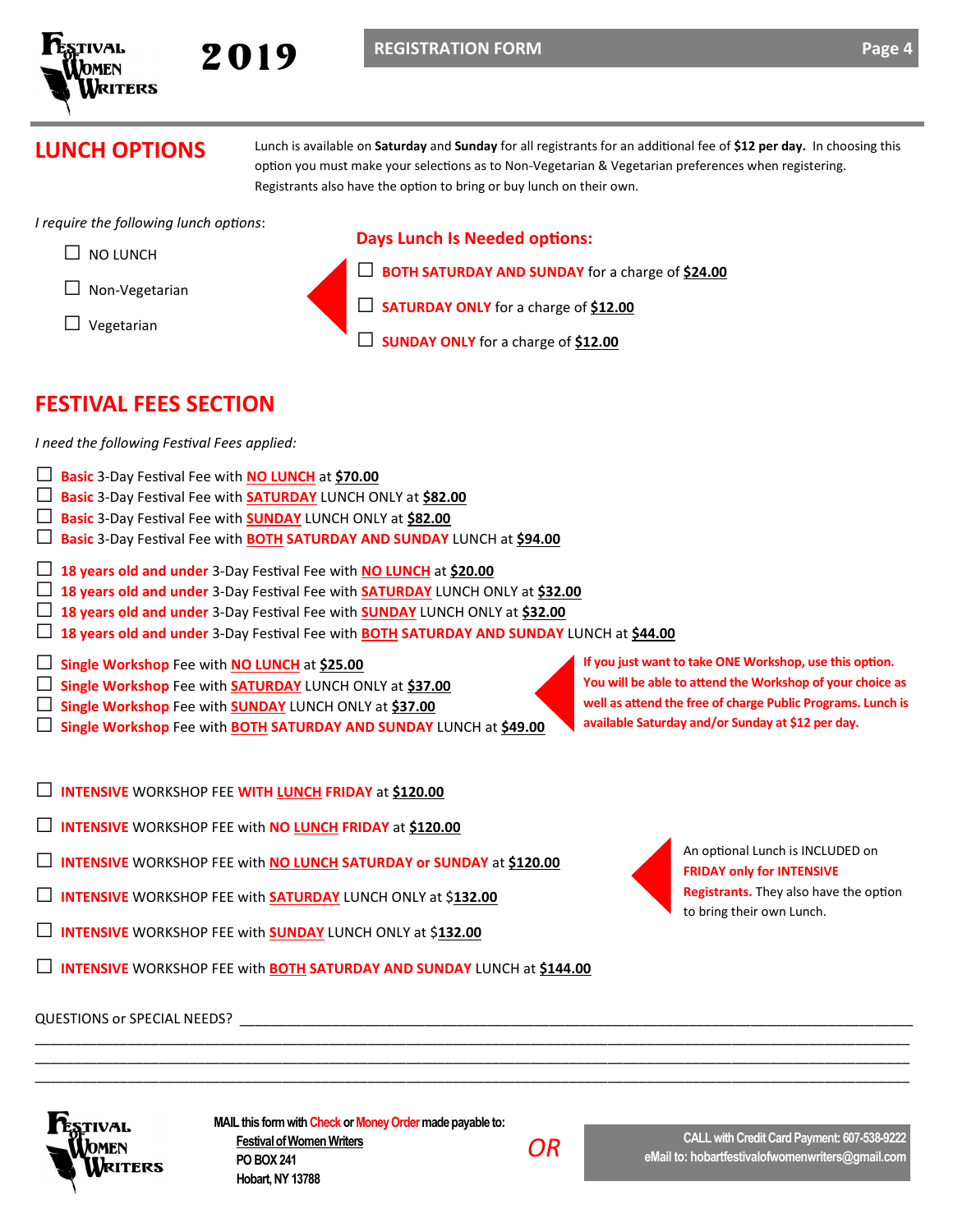Festival of Women Writers **2019**

**REGISTRATION FORM**

## LUNCH OPTIONS

Lunch is available on **Saturday** and **Sunday** for all registrants for an additional fee of **$12 per day.** In choosing this option you must make your selections as to Non-Vegetarian & Vegetarian preferences when registering. Registrants also have the option to bring or buy lunch on their own.

*I require the following lunch options*:

- ☐ NO LUNCH
- ☐ Non-Vegetarian
- ☐ Vegetarian

**Days Lunch Is Needed options:**

- ☐ **BOTH SATURDAY AND SUNDAY** for a charge of **$24.00**
- ☐ **SATURDAY ONLY** for a charge of **$12.00**
- ☐ **SUNDAY ONLY** for a charge of **$12.00**

## FESTIVAL FEES SECTION

*I need the following Festival Fees applied:*

- ☐ **Basic** 3-Day Festival Fee with **NO LUNCH** at **$70.00**
- ☐ **Basic** 3-Day Festival Fee with **SATURDAY** LUNCH ONLY at **$82.00**
- ☐ **Basic** 3-Day Festival Fee with **SUNDAY** LUNCH ONLY at **$82.00**
- ☐ **Basic** 3-Day Festival Fee with **BOTH SATURDAY AND SUNDAY** LUNCH at **$94.00**

- ☐ **18 years old and under** 3-Day Festival Fee with **NO LUNCH** at **$20.00**
- ☐ **18 years old and under** 3-Day Festival Fee with **SATURDAY** LUNCH ONLY at **$32.00**
- ☐ **18 years old and under** 3-Day Festival Fee with **SUNDAY** LUNCH ONLY at **$32.00**
- ☐ **18 years old and under** 3-Day Festival Fee with **BOTH SATURDAY AND SUNDAY** LUNCH at **$44.00**

- ☐ **Single Workshop** Fee with **NO LUNCH** at **$25.00**
- ☐ **Single Workshop** Fee with **SATURDAY** LUNCH ONLY at **$37.00**
- ☐ **Single Workshop** Fee with **SUNDAY** LUNCH ONLY at **$37.00**
- ☐ **Single Workshop** Fee with **BOTH SATURDAY AND SUNDAY** LUNCH at **$49.00**

**If you just want to take ONE Workshop, use this option. You will be able to attend the Workshop of your choice as well as attend the free of charge Public Programs. Lunch is available Saturday and/or Sunday at $12 per day.**

- ☐ **INTENSIVE** WORKSHOP FEE **WITH LUNCH FRIDAY** at **$120.00**
- ☐ **INTENSIVE** WORKSHOP FEE with **NO LUNCH FRIDAY** at **$120.00**
- ☐ **INTENSIVE** WORKSHOP FEE with **NO LUNCH SATURDAY or SUNDAY** at **$120.00**
- ☐ **INTENSIVE** WORKSHOP FEE with **SATURDAY** LUNCH ONLY at $**132.00**
- ☐ **INTENSIVE** WORKSHOP FEE with **SUNDAY** LUNCH ONLY at $**132.00**
- ☐ **INTENSIVE** WORKSHOP FEE with **BOTH SATURDAY AND SUNDAY** LUNCH at **$144.00**

An optional Lunch is INCLUDED on **FRIDAY only for INTENSIVE Registrants.** They also have the option to bring their own Lunch.

QUESTIONS or SPECIAL NEEDS? ____________________________________________

____________________________________________

____________________________________________

____________________________________________

Festival of Women Writers

**MAIL this form with Check or Money Order made payable to:**
Festival of Women Writers
PO BOX 241
Hobart, NY 13788

*OR*

**CALL with Credit Card Payment: 607-538-9222**
**eMail to: hobartfestivalofwomenwriters@gmail.com**